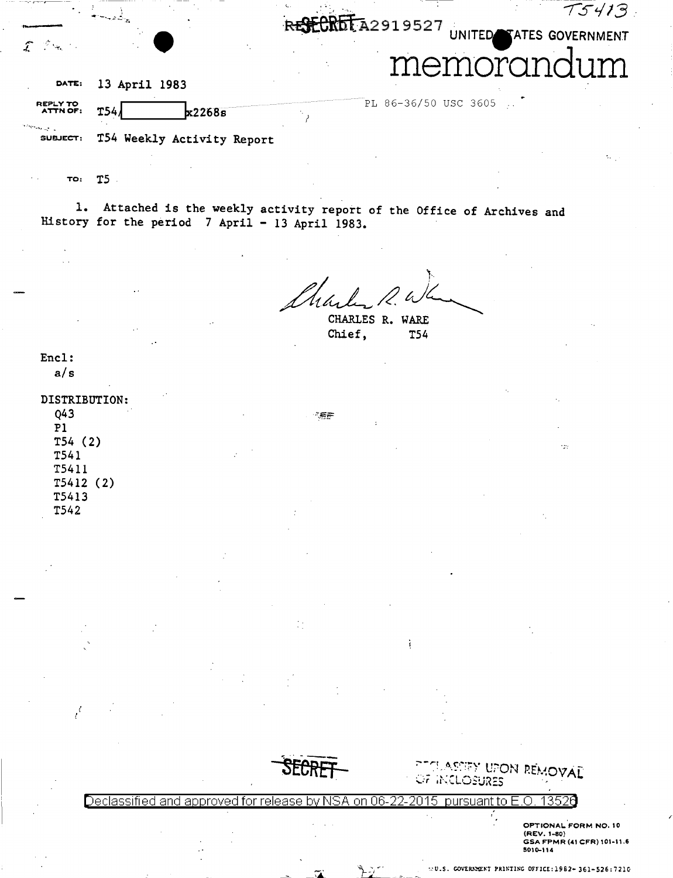SECRET A2919527

T5413

UNITED STATES GOVERNMENT

# memorandum

**DATE:** 13 April 1983

PL 86-36/50 USC 3605

**REPLY TO ATTN OF:** T54/ [redacted] x2268s

**SUBJECT:** T54 Weekly Activity Report

**TO:** T5

1. Attached is the weekly activity report of the Office of Archives and History for the period 7 April - 13 April 1983.

CHARLES R. WARE
Chief, T54

Encl:
a/s

DISTRIBUTION:
- Q43
- P1
- T54 (2)
- T541
- T5411
- T5412 (2)
- T5413
- T542

SECRET

DECLASSIFY UPON REMOVAL OF INCLOSURES

Declassified and approved for release by NSA on 06-22-2015 pursuant to E.O. 13526

OPTIONAL FORM NO. 10
(REV. 1-80)
GSA FPMR (41 CFR) 101-11.6
5010-114

U.S. GOVERNMENT PRINTING OFFICE: 1982- 361-526:7210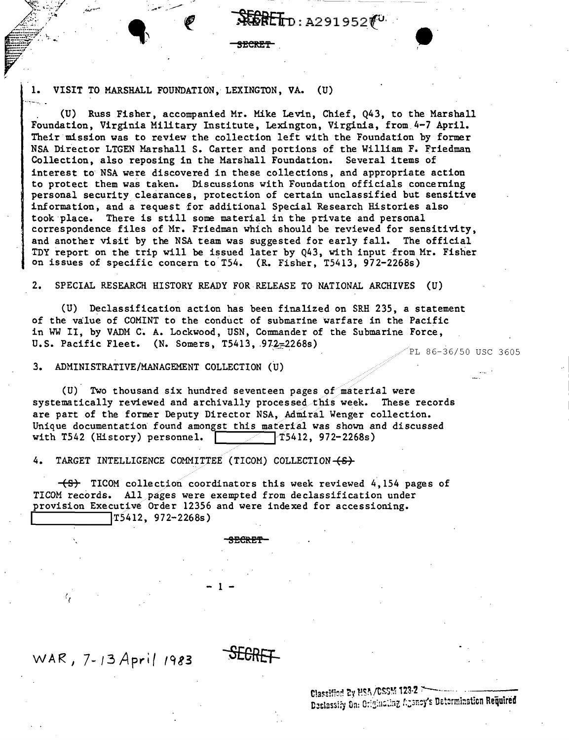SECRET REF ID: A2919527

SECRET

1. VISIT TO MARSHALL FOUNDATION, LEXINGTON, VA. (U)

(U) Russ Fisher, accompanied Mr. Mike Levin, Chief, Q43, to the Marshall Foundation, Virginia Military Institute, Lexington, Virginia, from 4-7 April. Their mission was to review the collection left with the Foundation by former NSA Director LTGEN Marshall S. Carter and portions of the William F. Friedman Collection, also reposing in the Marshall Foundation. Several items of interest to NSA were discovered in these collections, and appropriate action to protect them was taken. Discussions with Foundation officials concerning personal security clearances, protection of certain unclassified but sensitive information, and a request for additional Special Research Histories also took place. There is still some material in the private and personal correspondence files of Mr. Friedman which should be reviewed for sensitivity, and another visit by the NSA team was suggested for early fall. The official TDY report on the trip will be issued later by Q43, with input from Mr. Fisher on issues of specific concern to T54. (R. Fisher, T5413, 972-2268s)

2. SPECIAL RESEARCH HISTORY READY FOR RELEASE TO NATIONAL ARCHIVES (U)

(U) Declassification action has been finalized on SRH 235, a statement of the value of COMINT to the conduct of submarine warfare in the Pacific in WW II, by VADM C. A. Lockwood, USN, Commander of the Submarine Force, U.S. Pacific Fleet. (N. Somers, T5413, 972-2268s)

PL 86-36/50 USC 3605

3. ADMINISTRATIVE/MANAGEMENT COLLECTION (U)

(U) Two thousand six hundred seventeen pages of material were systematically reviewed and archivally processed this week. These records are part of the former Deputy Director NSA, Admiral Wenger collection. Unique documentation found amongst this material was shown and discussed with T542 (History) personnel. [ ] T5412, 972-2268s)

4. TARGET INTELLIGENCE COMMITTEE (TICOM) COLLECTION ~~(S)~~

~~(S)~~ TICOM collection coordinators this week reviewed 4,154 pages of TICOM records. All pages were exempted from declassification under provision Executive Order 12356 and were indexed for accessioning. [ ] T5412, 972-2268s)

SECRET

WAR, 7-13 April 1983

SECRET

Classified By NSA/CSSM 123-2
Declassify On: Originating Agency's Determination Required